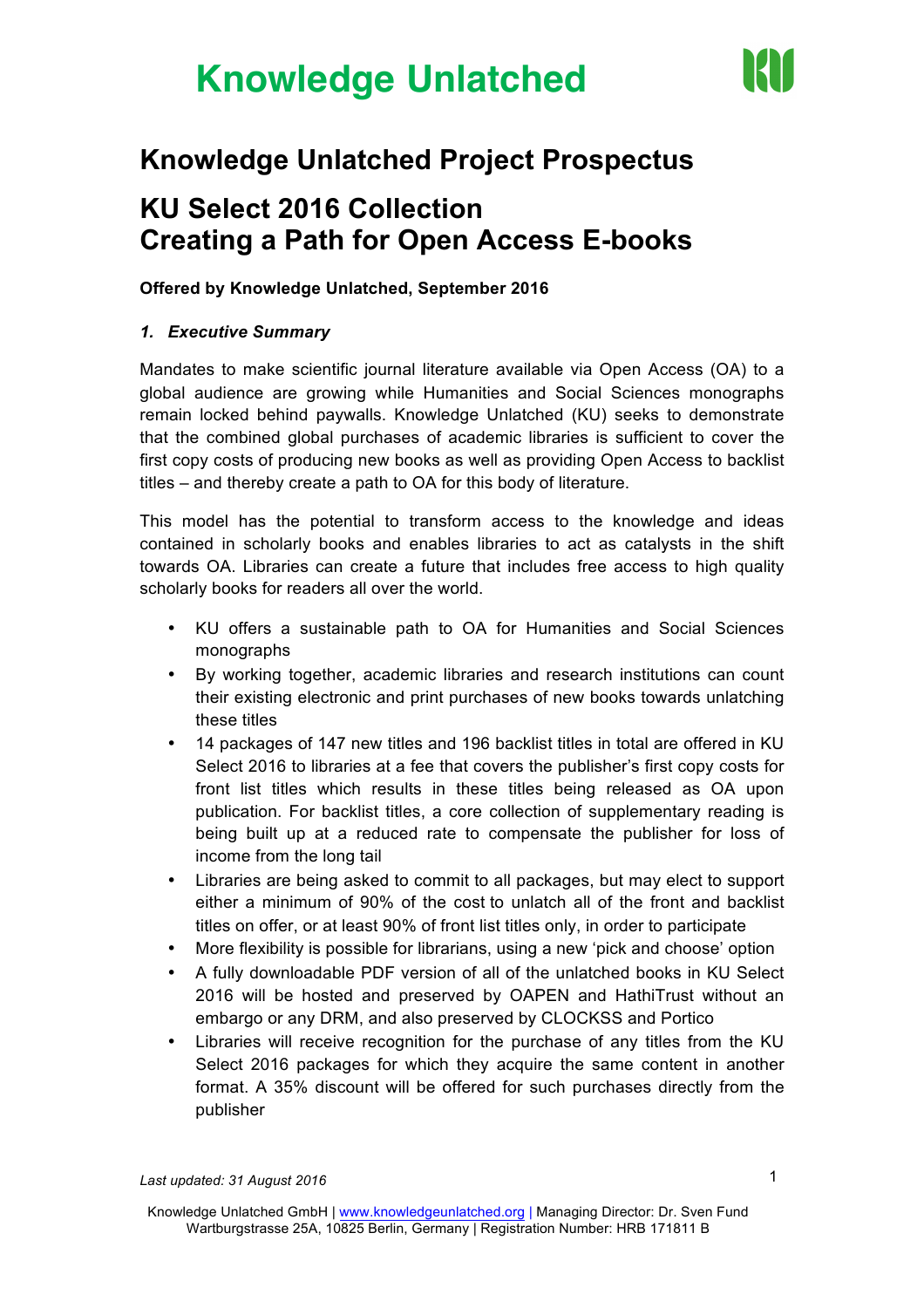# Knowledge Unlatched

## Knowledge Unlatched Project Prospectus

## KU Select 2016 Collection
## Creating a Path for Open Access E-books

**Offered by Knowledge Unlatched, September 2016**

### *1. Executive Summary*

Mandates to make scientific journal literature available via Open Access (OA) to a global audience are growing while Humanities and Social Sciences monographs remain locked behind paywalls. Knowledge Unlatched (KU) seeks to demonstrate that the combined global purchases of academic libraries is sufficient to cover the first copy costs of producing new books as well as providing Open Access to backlist titles – and thereby create a path to OA for this body of literature.

This model has the potential to transform access to the knowledge and ideas contained in scholarly books and enables libraries to act as catalysts in the shift towards OA. Libraries can create a future that includes free access to high quality scholarly books for readers all over the world.

- KU offers a sustainable path to OA for Humanities and Social Sciences monographs
- By working together, academic libraries and research institutions can count their existing electronic and print purchases of new books towards unlatching these titles
- 14 packages of 147 new titles and 196 backlist titles in total are offered in KU Select 2016 to libraries at a fee that covers the publisher's first copy costs for front list titles which results in these titles being released as OA upon publication. For backlist titles, a core collection of supplementary reading is being built up at a reduced rate to compensate the publisher for loss of income from the long tail
- Libraries are being asked to commit to all packages, but may elect to support either a minimum of 90% of the cost to unlatch all of the front and backlist titles on offer, or at least 90% of front list titles only, in order to participate
- More flexibility is possible for librarians, using a new 'pick and choose' option
- A fully downloadable PDF version of all of the unlatched books in KU Select 2016 will be hosted and preserved by OAPEN and HathiTrust without an embargo or any DRM, and also preserved by CLOCKSS and Portico
- Libraries will receive recognition for the purchase of any titles from the KU Select 2016 packages for which they acquire the same content in another format. A 35% discount will be offered for such purchases directly from the publisher

*Last updated: 31 August 2016*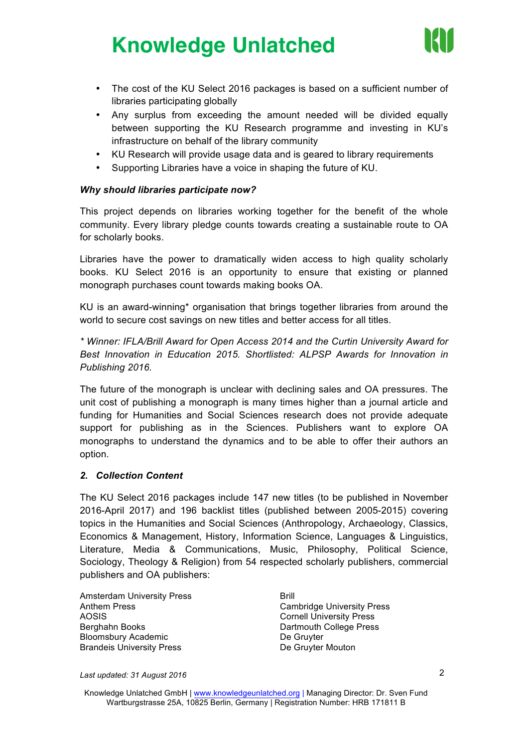- The cost of the KU Select 2016 packages is based on a sufficient number of libraries participating globally
- Any surplus from exceeding the amount needed will be divided equally between supporting the KU Research programme and investing in KU's infrastructure on behalf of the library community
- KU Research will provide usage data and is geared to library requirements
- Supporting Libraries have a voice in shaping the future of KU.

***Why should libraries participate now?***

This project depends on libraries working together for the benefit of the whole community. Every library pledge counts towards creating a sustainable route to OA for scholarly books.

Libraries have the power to dramatically widen access to high quality scholarly books. KU Select 2016 is an opportunity to ensure that existing or planned monograph purchases count towards making books OA.

KU is an award-winning* organisation that brings together libraries from around the world to secure cost savings on new titles and better access for all titles.

*\* Winner: IFLA/Brill Award for Open Access 2014 and the Curtin University Award for Best Innovation in Education 2015. Shortlisted: ALPSP Awards for Innovation in Publishing 2016.*

The future of the monograph is unclear with declining sales and OA pressures. The unit cost of publishing a monograph is many times higher than a journal article and funding for Humanities and Social Sciences research does not provide adequate support for publishing as in the Sciences. Publishers want to explore OA monographs to understand the dynamics and to be able to offer their authors an option.

## ***2. Collection Content***

The KU Select 2016 packages include 147 new titles (to be published in November 2016-April 2017) and 196 backlist titles (published between 2005-2015) covering topics in the Humanities and Social Sciences (Anthropology, Archaeology, Classics, Economics & Management, History, Information Science, Languages & Linguistics, Literature, Media & Communications, Music, Philosophy, Political Science, Sociology, Theology & Religion) from 54 respected scholarly publishers, commercial publishers and OA publishers:

Amsterdam University Press
Anthem Press
AOSIS
Berghahn Books
Bloomsbury Academic
Brandeis University Press
Brill
Cambridge University Press
Cornell University Press
Dartmouth College Press
De Gruyter
De Gruyter Mouton

*Last updated: 31 August 2016*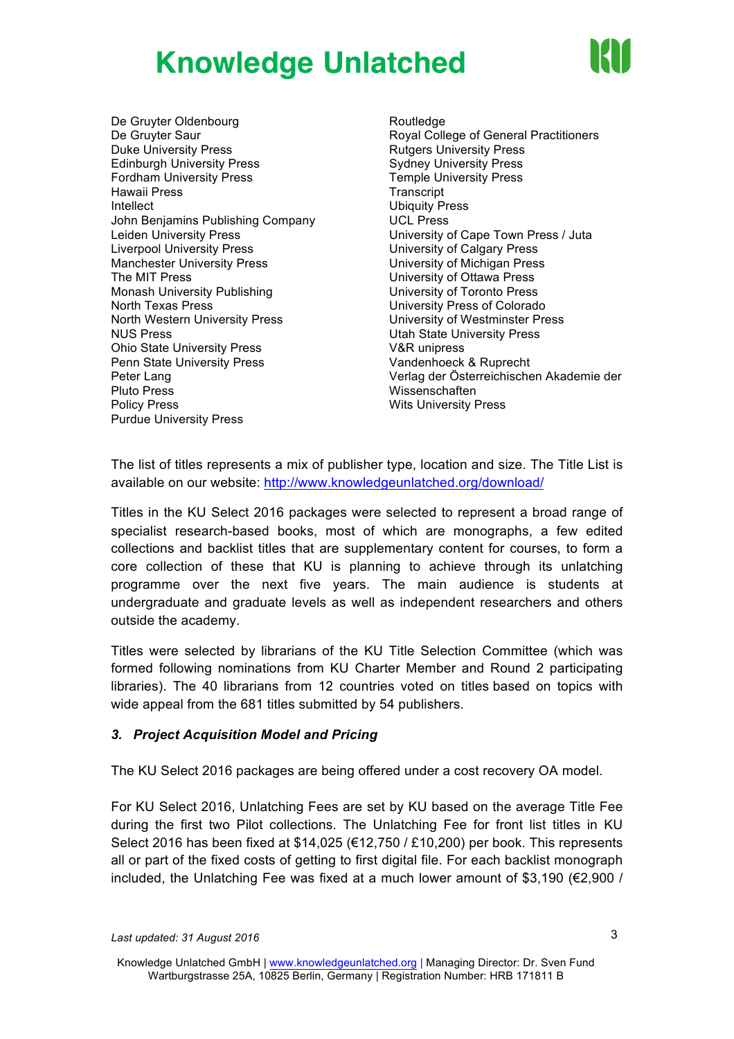- De Gruyter Oldenbourg
- De Gruyter Saur
- Duke University Press
- Edinburgh University Press
- Fordham University Press
- Hawaii Press
- Intellect
- John Benjamins Publishing Company
- Leiden University Press
- Liverpool University Press
- Manchester University Press
- The MIT Press
- Monash University Publishing
- North Texas Press
- North Western University Press
- NUS Press
- Ohio State University Press
- Penn State University Press
- Peter Lang
- Pluto Press
- Policy Press
- Purdue University Press
- Routledge
- Royal College of General Practitioners
- Rutgers University Press
- Sydney University Press
- Temple University Press
- Transcript
- Ubiquity Press
- UCL Press
- University of Cape Town Press / Juta
- University of Calgary Press
- University of Michigan Press
- University of Ottawa Press
- University of Toronto Press
- University Press of Colorado
- University of Westminster Press
- Utah State University Press
- V&R unipress
- Vandenhoeck & Ruprecht
- Verlag der Österreichischen Akademie der Wissenschaften
- Wits University Press

The list of titles represents a mix of publisher type, location and size. The Title List is available on our website: http://www.knowledgeunlatched.org/download/

Titles in the KU Select 2016 packages were selected to represent a broad range of specialist research-based books, most of which are monographs, a few edited collections and backlist titles that are supplementary content for courses, to form a core collection of these that KU is planning to achieve through its unlatching programme over the next five years. The main audience is students at undergraduate and graduate levels as well as independent researchers and others outside the academy.

Titles were selected by librarians of the KU Title Selection Committee (which was formed following nominations from KU Charter Member and Round 2 participating libraries). The 40 librarians from 12 countries voted on titles based on topics with wide appeal from the 681 titles submitted by 54 publishers.

### *3. Project Acquisition Model and Pricing*

The KU Select 2016 packages are being offered under a cost recovery OA model.

For KU Select 2016, Unlatching Fees are set by KU based on the average Title Fee during the first two Pilot collections. The Unlatching Fee for front list titles in KU Select 2016 has been fixed at $14,025 (€12,750 / £10,200) per book. This represents all or part of the fixed costs of getting to first digital file. For each backlist monograph included, the Unlatching Fee was fixed at a much lower amount of $3,190 (€2,900 /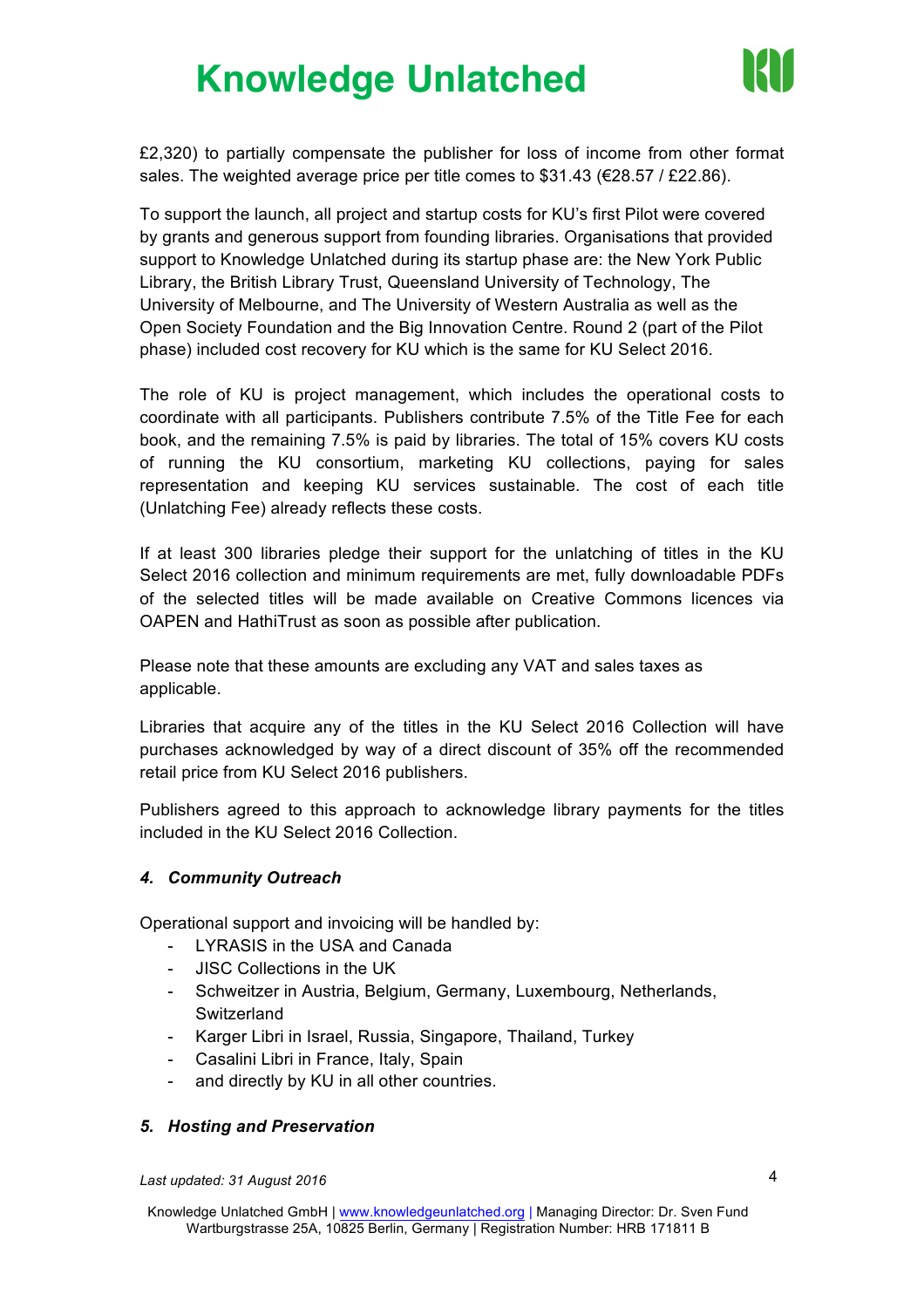£2,320) to partially compensate the publisher for loss of income from other format sales. The weighted average price per title comes to $31.43 (€28.57 / £22.86).

To support the launch, all project and startup costs for KU's first Pilot were covered by grants and generous support from founding libraries. Organisations that provided support to Knowledge Unlatched during its startup phase are: the New York Public Library, the British Library Trust, Queensland University of Technology, The University of Melbourne, and The University of Western Australia as well as the Open Society Foundation and the Big Innovation Centre. Round 2 (part of the Pilot phase) included cost recovery for KU which is the same for KU Select 2016.

The role of KU is project management, which includes the operational costs to coordinate with all participants. Publishers contribute 7.5% of the Title Fee for each book, and the remaining 7.5% is paid by libraries. The total of 15% covers KU costs of running the KU consortium, marketing KU collections, paying for sales representation and keeping KU services sustainable. The cost of each title (Unlatching Fee) already reflects these costs.

If at least 300 libraries pledge their support for the unlatching of titles in the KU Select 2016 collection and minimum requirements are met, fully downloadable PDFs of the selected titles will be made available on Creative Commons licences via OAPEN and HathiTrust as soon as possible after publication.

Please note that these amounts are excluding any VAT and sales taxes as applicable.

Libraries that acquire any of the titles in the KU Select 2016 Collection will have purchases acknowledged by way of a direct discount of 35% off the recommended retail price from KU Select 2016 publishers.

Publishers agreed to this approach to acknowledge library payments for the titles included in the KU Select 2016 Collection.

### *4. Community Outreach*

Operational support and invoicing will be handled by:

- LYRASIS in the USA and Canada
- JISC Collections in the UK
- Schweitzer in Austria, Belgium, Germany, Luxembourg, Netherlands, Switzerland
- Karger Libri in Israel, Russia, Singapore, Thailand, Turkey
- Casalini Libri in France, Italy, Spain
- and directly by KU in all other countries.

### *5. Hosting and Preservation*

*Last updated: 31 August 2016*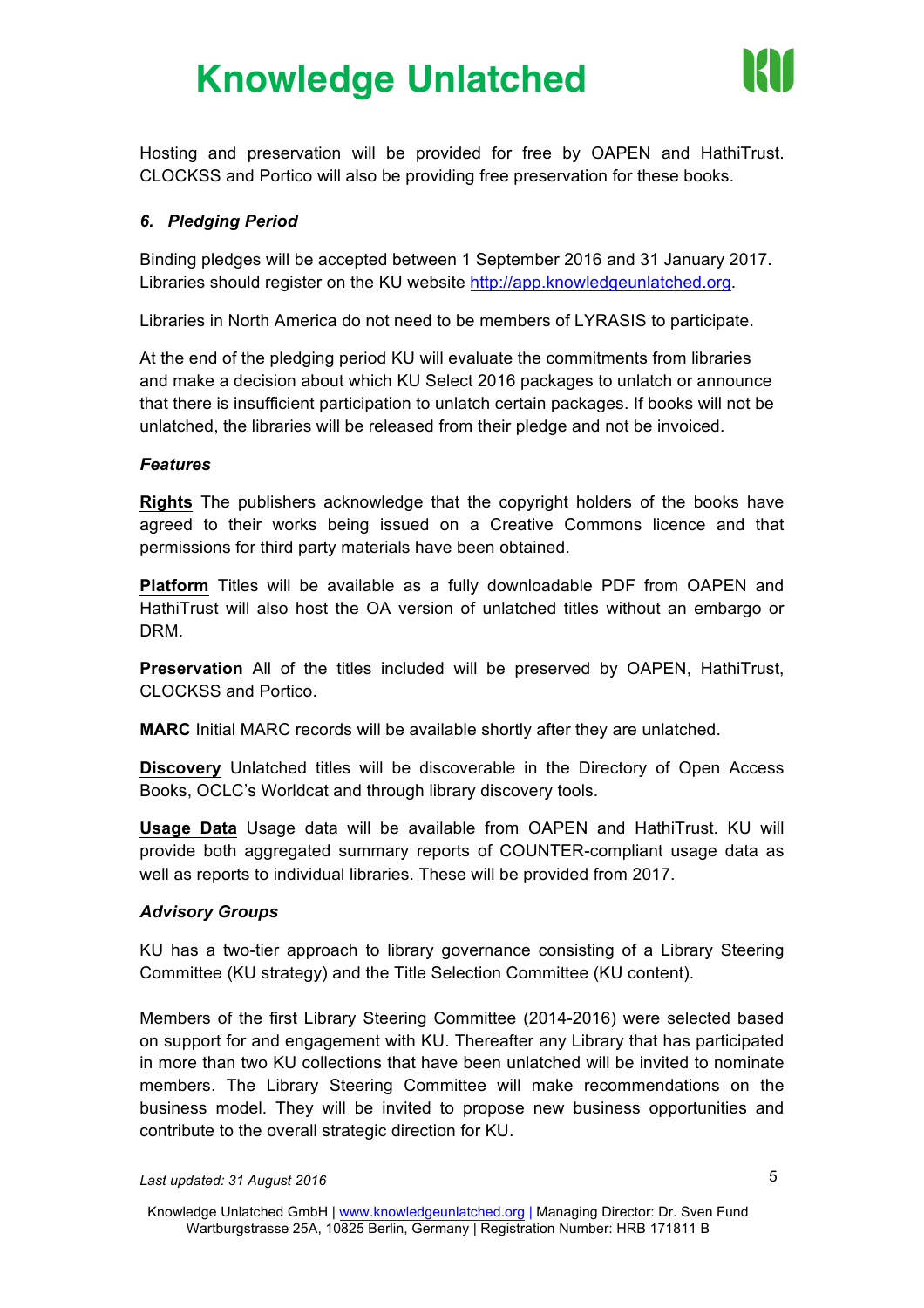Hosting and preservation will be provided for free by OAPEN and HathiTrust. CLOCKSS and Portico will also be providing free preservation for these books.

### *6. Pledging Period*

Binding pledges will be accepted between 1 September 2016 and 31 January 2017. Libraries should register on the KU website http://app.knowledgeunlatched.org.

Libraries in North America do not need to be members of LYRASIS to participate.

At the end of the pledging period KU will evaluate the commitments from libraries and make a decision about which KU Select 2016 packages to unlatch or announce that there is insufficient participation to unlatch certain packages. If books will not be unlatched, the libraries will be released from their pledge and not be invoiced.

### *Features*

**Rights** The publishers acknowledge that the copyright holders of the books have agreed to their works being issued on a Creative Commons licence and that permissions for third party materials have been obtained.

**Platform** Titles will be available as a fully downloadable PDF from OAPEN and HathiTrust will also host the OA version of unlatched titles without an embargo or DRM.

**Preservation** All of the titles included will be preserved by OAPEN, HathiTrust, CLOCKSS and Portico.

**MARC** Initial MARC records will be available shortly after they are unlatched.

**Discovery** Unlatched titles will be discoverable in the Directory of Open Access Books, OCLC's Worldcat and through library discovery tools.

**Usage Data** Usage data will be available from OAPEN and HathiTrust. KU will provide both aggregated summary reports of COUNTER-compliant usage data as well as reports to individual libraries. These will be provided from 2017.

### *Advisory Groups*

KU has a two-tier approach to library governance consisting of a Library Steering Committee (KU strategy) and the Title Selection Committee (KU content).

Members of the first Library Steering Committee (2014-2016) were selected based on support for and engagement with KU. Thereafter any Library that has participated in more than two KU collections that have been unlatched will be invited to nominate members. The Library Steering Committee will make recommendations on the business model. They will be invited to propose new business opportunities and contribute to the overall strategic direction for KU.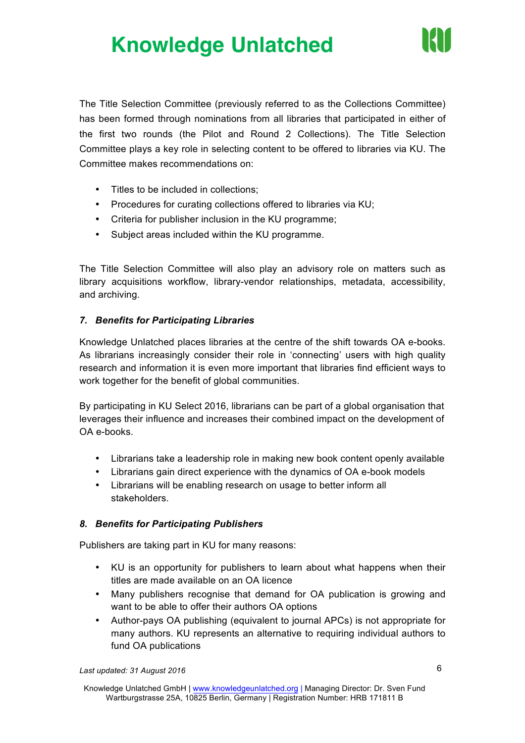The Title Selection Committee (previously referred to as the Collections Committee) has been formed through nominations from all libraries that participated in either of the first two rounds (the Pilot and Round 2 Collections). The Title Selection Committee plays a key role in selecting content to be offered to libraries via KU. The Committee makes recommendations on:

- Titles to be included in collections;
- Procedures for curating collections offered to libraries via KU;
- Criteria for publisher inclusion in the KU programme;
- Subject areas included within the KU programme.

The Title Selection Committee will also play an advisory role on matters such as library acquisitions workflow, library-vendor relationships, metadata, accessibility, and archiving.

### *7. Benefits for Participating Libraries*

Knowledge Unlatched places libraries at the centre of the shift towards OA e-books. As librarians increasingly consider their role in 'connecting' users with high quality research and information it is even more important that libraries find efficient ways to work together for the benefit of global communities.

By participating in KU Select 2016, librarians can be part of a global organisation that leverages their influence and increases their combined impact on the development of OA e-books.

- Librarians take a leadership role in making new book content openly available
- Librarians gain direct experience with the dynamics of OA e-book models
- Librarians will be enabling research on usage to better inform all stakeholders.

### *8. Benefits for Participating Publishers*

Publishers are taking part in KU for many reasons:

- KU is an opportunity for publishers to learn about what happens when their titles are made available on an OA licence
- Many publishers recognise that demand for OA publication is growing and want to be able to offer their authors OA options
- Author-pays OA publishing (equivalent to journal APCs) is not appropriate for many authors. KU represents an alternative to requiring individual authors to fund OA publications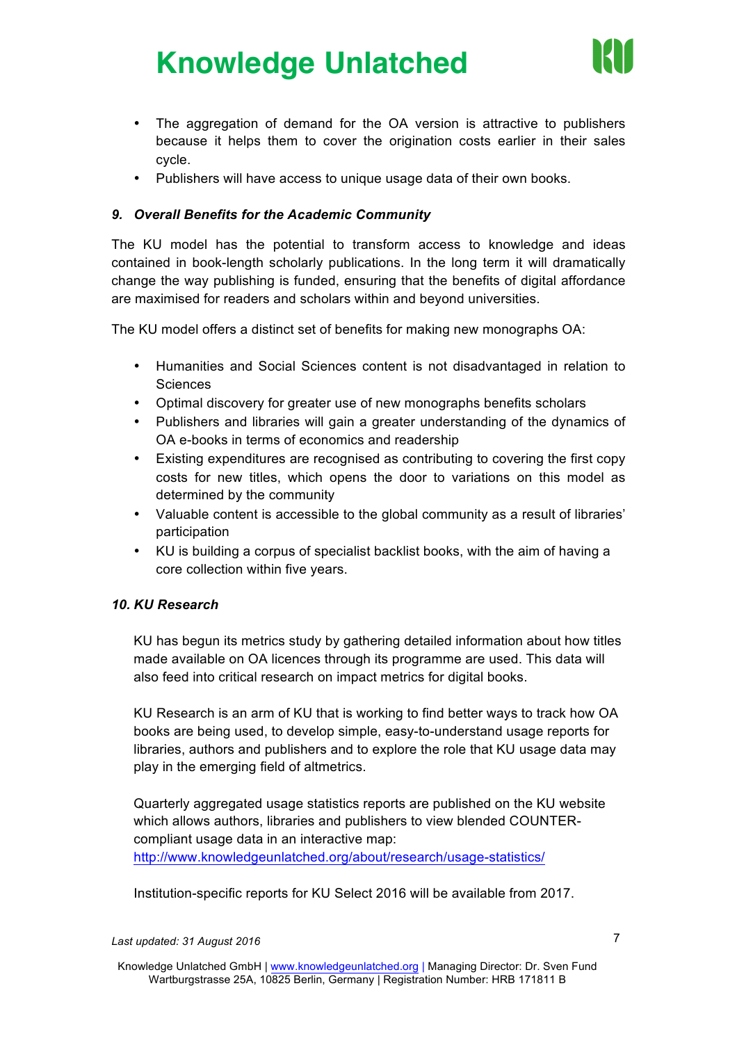- The aggregation of demand for the OA version is attractive to publishers because it helps them to cover the origination costs earlier in their sales cycle.
- Publishers will have access to unique usage data of their own books.

### *9. Overall Benefits for the Academic Community*

The KU model has the potential to transform access to knowledge and ideas contained in book-length scholarly publications. In the long term it will dramatically change the way publishing is funded, ensuring that the benefits of digital affordance are maximised for readers and scholars within and beyond universities.

The KU model offers a distinct set of benefits for making new monographs OA:

- Humanities and Social Sciences content is not disadvantaged in relation to Sciences
- Optimal discovery for greater use of new monographs benefits scholars
- Publishers and libraries will gain a greater understanding of the dynamics of OA e-books in terms of economics and readership
- Existing expenditures are recognised as contributing to covering the first copy costs for new titles, which opens the door to variations on this model as determined by the community
- Valuable content is accessible to the global community as a result of libraries' participation
- KU is building a corpus of specialist backlist books, with the aim of having a core collection within five years.

### *10. KU Research*

KU has begun its metrics study by gathering detailed information about how titles made available on OA licences through its programme are used. This data will also feed into critical research on impact metrics for digital books.

KU Research is an arm of KU that is working to find better ways to track how OA books are being used, to develop simple, easy-to-understand usage reports for libraries, authors and publishers and to explore the role that KU usage data may play in the emerging field of altmetrics.

Quarterly aggregated usage statistics reports are published on the KU website which allows authors, libraries and publishers to view blended COUNTER-compliant usage data in an interactive map: http://www.knowledgeunlatched.org/about/research/usage-statistics/

Institution-specific reports for KU Select 2016 will be available from 2017.

*Last updated: 31 August 2016*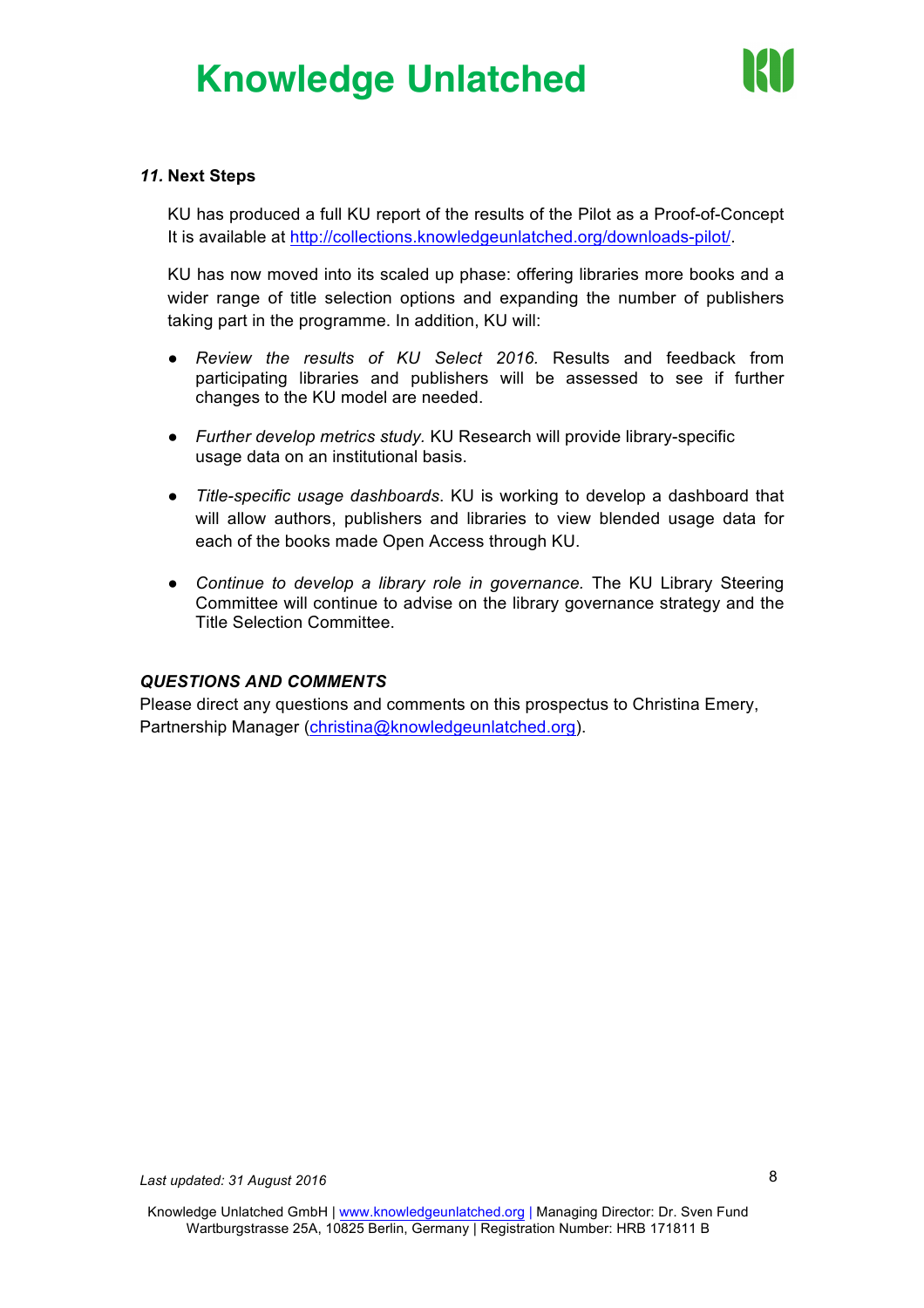### *11.* Next Steps

KU has produced a full KU report of the results of the Pilot as a Proof-of-Concept It is available at http://collections.knowledgeunlatched.org/downloads-pilot/.

KU has now moved into its scaled up phase: offering libraries more books and a wider range of title selection options and expanding the number of publishers taking part in the programme. In addition, KU will:

- *Review the results of KU Select 2016.* Results and feedback from participating libraries and publishers will be assessed to see if further changes to the KU model are needed.
- *Further develop metrics study.* KU Research will provide library-specific usage data on an institutional basis.
- *Title-specific usage dashboards.* KU is working to develop a dashboard that will allow authors, publishers and libraries to view blended usage data for each of the books made Open Access through KU.
- *Continue to develop a library role in governance.* The KU Library Steering Committee will continue to advise on the library governance strategy and the Title Selection Committee.

***QUESTIONS AND COMMENTS***

Please direct any questions and comments on this prospectus to Christina Emery, Partnership Manager (christina@knowledgeunlatched.org).

*Last updated: 31 August 2016*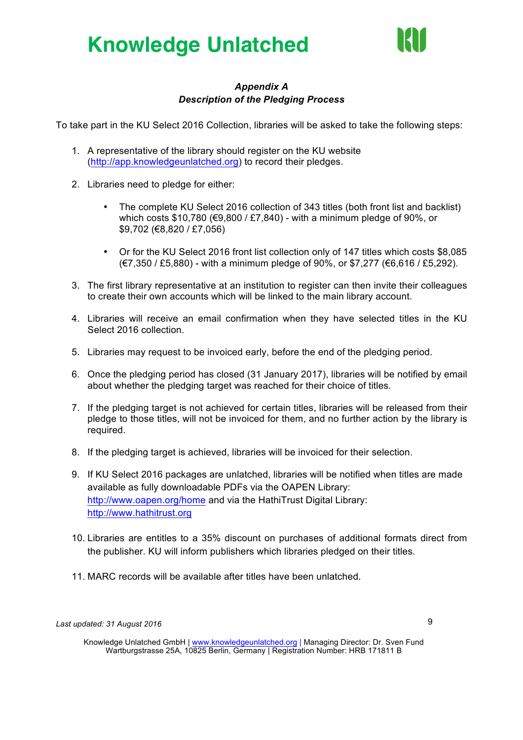# Knowledge Unlatched

***Appendix A***
***Description of the Pledging Process***

To take part in the KU Select 2016 Collection, libraries will be asked to take the following steps:

1. A representative of the library should register on the KU website (http://app.knowledgeunlatched.org) to record their pledges.

2. Libraries need to pledge for either:

   - The complete KU Select 2016 collection of 343 titles (both front list and backlist) which costs $10,780 (€9,800 / £7,840) - with a minimum pledge of 90%, or $9,702 (€8,820 / £7,056)

   - Or for the KU Select 2016 front list collection only of 147 titles which costs $8,085 (€7,350 / £5,880) - with a minimum pledge of 90%, or $7,277 (€6,616 / £5,292).

3. The first library representative at an institution to register can then invite their colleagues to create their own accounts which will be linked to the main library account.

4. Libraries will receive an email confirmation when they have selected titles in the KU Select 2016 collection.

5. Libraries may request to be invoiced early, before the end of the pledging period.

6. Once the pledging period has closed (31 January 2017), libraries will be notified by email about whether the pledging target was reached for their choice of titles.

7. If the pledging target is not achieved for certain titles, libraries will be released from their pledge to those titles, will not be invoiced for them, and no further action by the library is required.

8. If the pledging target is achieved, libraries will be invoiced for their selection.

9. If KU Select 2016 packages are unlatched, libraries will be notified when titles are made available as fully downloadable PDFs via the OAPEN Library: http://www.oapen.org/home and via the HathiTrust Digital Library: http://www.hathitrust.org

10. Libraries are entitles to a 35% discount on purchases of additional formats direct from the publisher. KU will inform publishers which libraries pledged on their titles.

11. MARC records will be available after titles have been unlatched.

*Last updated: 31 August 2016*

Knowledge Unlatched GmbH | www.knowledgeunlatched.org | Managing Director: Dr. Sven Fund
Wartburgstrasse 25A, 10825 Berlin, Germany | Registration Number: HRB 171811 B